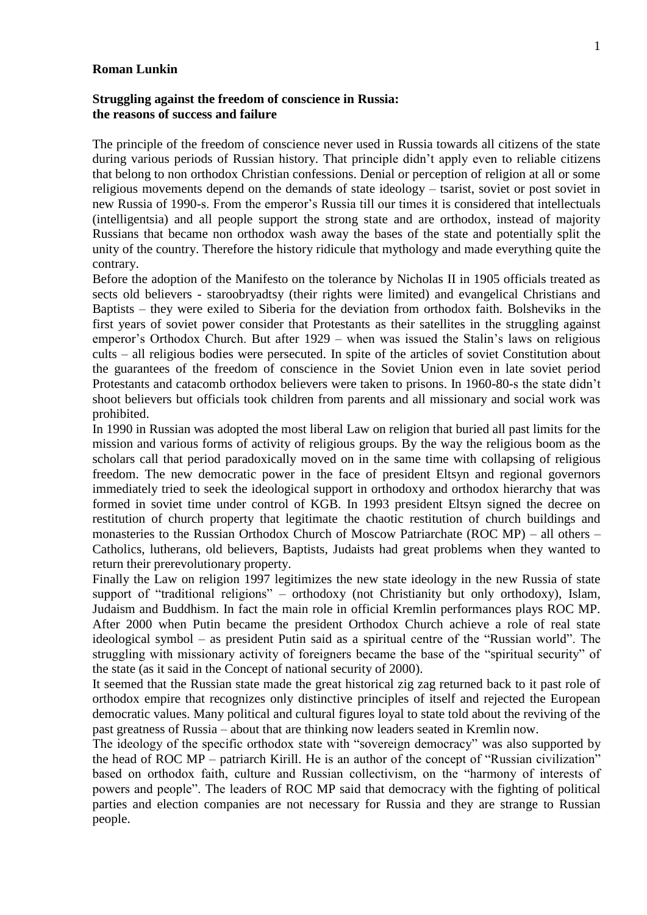**Roman Lunkin**

**Struggling against the freedom of conscience in Russia: the reasons of success and failure**

The principle of the freedom of conscience never used in Russia towards all citizens of the state during various periods of Russian history. That principle didn't apply even to reliable citizens that belong to non orthodox Christian confessions. Denial or perception of religion at all or some religious movements depend on the demands of state ideology – tsarist, soviet or post soviet in new Russia of 1990-s. From the emperor's Russia till our times it is considered that intellectuals (intelligentsia) and all people support the strong state and are orthodox, instead of majority Russians that became non orthodox wash away the bases of the state and potentially split the unity of the country. Therefore the history ridicule that mythology and made everything quite the contrary.

Before the adoption of the Manifesto on the tolerance by Nicholas II in 1905 officials treated as sects old believers - staroobryadtsy (their rights were limited) and evangelical Christians and Baptists – they were exiled to Siberia for the deviation from orthodox faith. Bolsheviks in the first years of soviet power consider that Protestants as their satellites in the struggling against emperor's Orthodox Church. But after 1929 – when was issued the Stalin's laws on religious cults – all religious bodies were persecuted. In spite of the articles of soviet Constitution about the guarantees of the freedom of conscience in the Soviet Union even in late soviet period Protestants and catacomb orthodox believers were taken to prisons. In 1960-80-s the state didn't shoot believers but officials took children from parents and all missionary and social work was prohibited.

In 1990 in Russian was adopted the most liberal Law on religion that buried all past limits for the mission and various forms of activity of religious groups. By the way the religious boom as the scholars call that period paradoxically moved on in the same time with collapsing of religious freedom. The new democratic power in the face of president Eltsyn and regional governors immediately tried to seek the ideological support in orthodoxy and orthodox hierarchy that was formed in soviet time under control of KGB. In 1993 president Eltsyn signed the decree on restitution of church property that legitimate the chaotic restitution of church buildings and monasteries to the Russian Orthodox Church of Moscow Patriarchate (ROC MP) – all others – Catholics, lutherans, old believers, Baptists, Judaists had great problems when they wanted to return their prerevolutionary property.

Finally the Law on religion 1997 legitimizes the new state ideology in the new Russia of state support of "traditional religions" – orthodoxy (not Christianity but only orthodoxy), Islam, Judaism and Buddhism. In fact the main role in official Kremlin performances plays ROC MP. After 2000 when Putin became the president Orthodox Church achieve a role of real state ideological symbol – as president Putin said as a spiritual centre of the "Russian world". The struggling with missionary activity of foreigners became the base of the "spiritual security" of the state (as it said in the Concept of national security of 2000).

It seemed that the Russian state made the great historical zig zag returned back to it past role of orthodox empire that recognizes only distinctive principles of itself and rejected the European democratic values. Many political and cultural figures loyal to state told about the reviving of the past greatness of Russia – about that are thinking now leaders seated in Kremlin now.

The ideology of the specific orthodox state with "sovereign democracy" was also supported by the head of ROC MP – patriarch Kirill. He is an author of the concept of "Russian civilization" based on orthodox faith, culture and Russian collectivism, on the "harmony of interests of powers and people". The leaders of ROC MP said that democracy with the fighting of political parties and election companies are not necessary for Russia and they are strange to Russian people.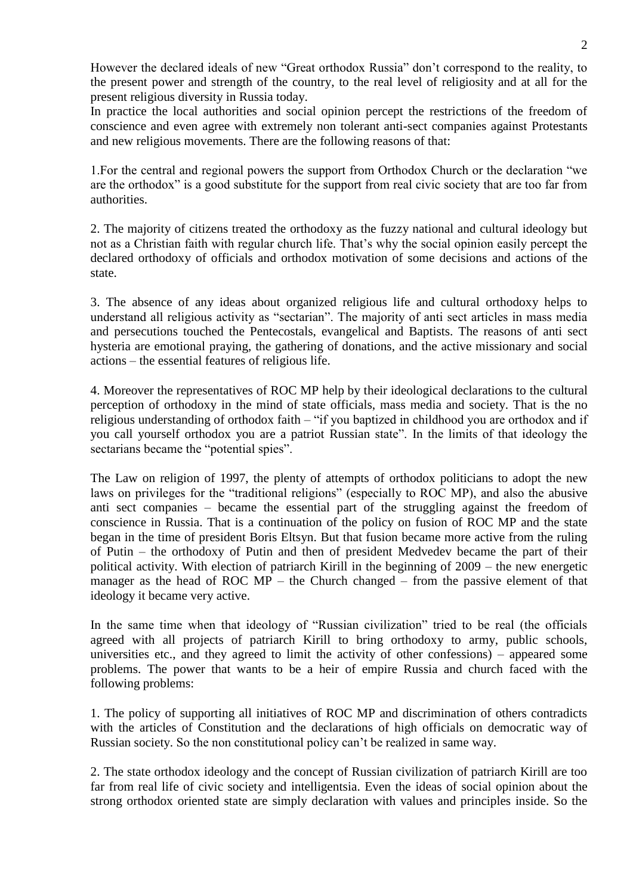However the declared ideals of new "Great orthodox Russia" don't correspond to the reality, to the present power and strength of the country, to the real level of religiosity and at all for the present religious diversity in Russia today.

In practice the local authorities and social opinion percept the restrictions of the freedom of conscience and even agree with extremely non tolerant anti-sect companies against Protestants and new religious movements. There are the following reasons of that:

1.For the central and regional powers the support from Orthodox Church or the declaration "we are the orthodox" is a good substitute for the support from real civic society that are too far from authorities.

2. The majority of citizens treated the orthodoxy as the fuzzy national and cultural ideology but not as a Christian faith with regular church life. That's why the social opinion easily percept the declared orthodoxy of officials and orthodox motivation of some decisions and actions of the state.

3. The absence of any ideas about organized religious life and cultural orthodoxy helps to understand all religious activity as "sectarian". The majority of anti sect articles in mass media and persecutions touched the Pentecostals, evangelical and Baptists. The reasons of anti sect hysteria are emotional praying, the gathering of donations, and the active missionary and social actions – the essential features of religious life.

4. Moreover the representatives of ROC MP help by their ideological declarations to the cultural perception of orthodoxy in the mind of state officials, mass media and society. That is the no religious understanding of orthodox faith – "if you baptized in childhood you are orthodox and if you call yourself orthodox you are a patriot Russian state". In the limits of that ideology the sectarians became the "potential spies".

The Law on religion of 1997, the plenty of attempts of orthodox politicians to adopt the new laws on privileges for the "traditional religions" (especially to ROC MP), and also the abusive anti sect companies – became the essential part of the struggling against the freedom of conscience in Russia. That is a continuation of the policy on fusion of ROC MP and the state began in the time of president Boris Eltsyn. But that fusion became more active from the ruling of Putin – the orthodoxy of Putin and then of president Medvedev became the part of their political activity. With election of patriarch Kirill in the beginning of 2009 – the new energetic manager as the head of ROC MP – the Church changed – from the passive element of that ideology it became very active.

In the same time when that ideology of "Russian civilization" tried to be real (the officials agreed with all projects of patriarch Kirill to bring orthodoxy to army, public schools, universities etc., and they agreed to limit the activity of other confessions) – appeared some problems. The power that wants to be a heir of empire Russia and church faced with the following problems:

1. The policy of supporting all initiatives of ROC MP and discrimination of others contradicts with the articles of Constitution and the declarations of high officials on democratic way of Russian society. So the non constitutional policy can't be realized in same way.

2. The state orthodox ideology and the concept of Russian civilization of patriarch Kirill are too far from real life of civic society and intelligentsia. Even the ideas of social opinion about the strong orthodox oriented state are simply declaration with values and principles inside. So the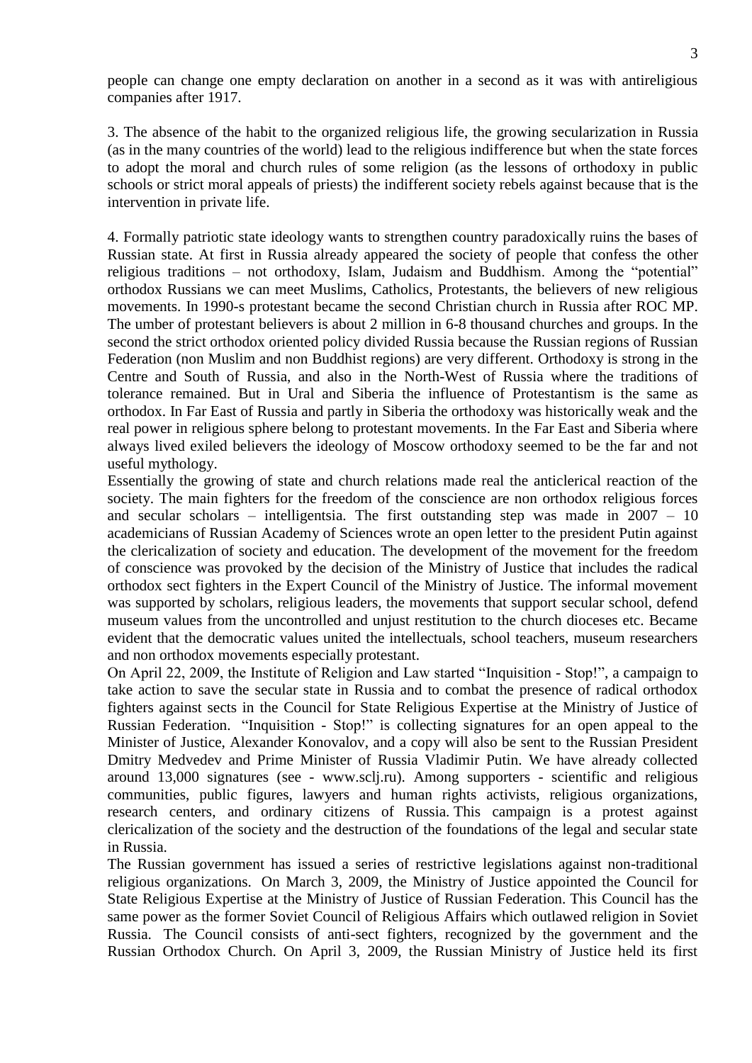people can change one empty declaration on another in a second as it was with antireligious companies after 1917.

3. The absence of the habit to the organized religious life, the growing secularization in Russia (as in the many countries of the world) lead to the religious indifference but when the state forces to adopt the moral and church rules of some religion (as the lessons of orthodoxy in public schools or strict moral appeals of priests) the indifferent society rebels against because that is the intervention in private life.

4. Formally patriotic state ideology wants to strengthen country paradoxically ruins the bases of Russian state. At first in Russia already appeared the society of people that confess the other religious traditions – not orthodoxy, Islam, Judaism and Buddhism. Among the "potential" orthodox Russians we can meet Muslims, Catholics, Protestants, the believers of new religious movements. In 1990-s protestant became the second Christian church in Russia after ROC MP. The umber of protestant believers is about 2 million in 6-8 thousand churches and groups. In the second the strict orthodox oriented policy divided Russia because the Russian regions of Russian Federation (non Muslim and non Buddhist regions) are very different. Orthodoxy is strong in the Centre and South of Russia, and also in the North-West of Russia where the traditions of tolerance remained. But in Ural and Siberia the influence of Protestantism is the same as orthodox. In Far East of Russia and partly in Siberia the orthodoxy was historically weak and the real power in religious sphere belong to protestant movements. In the Far East and Siberia where always lived exiled believers the ideology of Moscow orthodoxy seemed to be the far and not useful mythology.

Essentially the growing of state and church relations made real the anticlerical reaction of the society. The main fighters for the freedom of the conscience are non orthodox religious forces and secular scholars – intelligentsia. The first outstanding step was made in 2007 – 10 academicians of Russian Academy of Sciences wrote an open letter to the president Putin against the clericalization of society and education. The development of the movement for the freedom of conscience was provoked by the decision of the Ministry of Justice that includes the radical orthodox sect fighters in the Expert Council of the Ministry of Justice. The informal movement was supported by scholars, religious leaders, the movements that support secular school, defend museum values from the uncontrolled and unjust restitution to the church dioceses etc. Became evident that the democratic values united the intellectuals, school teachers, museum researchers and non orthodox movements especially protestant.

On April 22, 2009, the Institute of Religion and Law started "Inquisition - Stop!", a campaign to take action to save the secular state in Russia and to combat the presence of radical orthodox fighters against sects in the Council for State Religious Expertise at the Ministry of Justice of Russian Federation. "Inquisition - Stop!" is collecting signatures for an open appeal to the Minister of Justice, Alexander Konovalov, and a copy will also be sent to the Russian President Dmitry Medvedev and Prime Minister of Russia Vladimir Putin. We have already collected around 13,000 signatures (see - www.sclj.ru). Among supporters - scientific and religious communities, public figures, lawyers and human rights activists, religious organizations, research centers, and ordinary citizens of Russia. This campaign is a protest against clericalization of the society and the destruction of the foundations of the legal and secular state in Russia.

The Russian government has issued a series of restrictive legislations against non-traditional religious organizations. On March 3, 2009, the Ministry of Justice appointed the Council for State Religious Expertise at the Ministry of Justice of Russian Federation. This Council has the same power as the former Soviet Council of Religious Affairs which outlawed religion in Soviet Russia. The Council consists of anti-sect fighters, recognized by the government and the Russian Orthodox Church. On April 3, 2009, the Russian Ministry of Justice held its first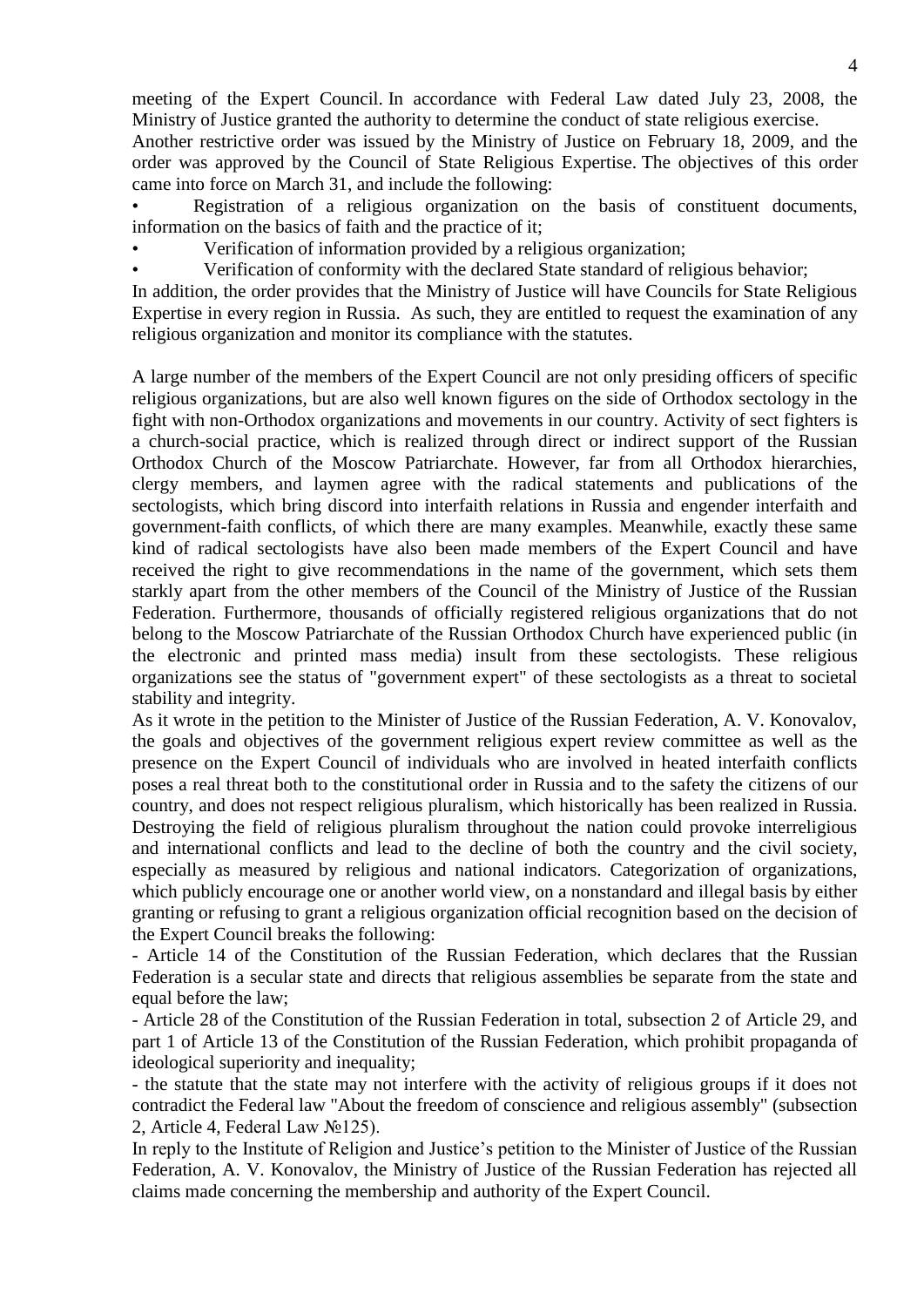meeting of the Expert Council. In accordance with Federal Law dated July 23, 2008, the Ministry of Justice granted the authority to determine the conduct of state religious exercise.
Another restrictive order was issued by the Ministry of Justice on February 18, 2009, and the order was approved by the Council of State Religious Expertise. The objectives of this order came into force on March 31, and include the following:

- Registration of a religious organization on the basis of constituent documents, information on the basics of faith and the practice of it;
- Verification of information provided by a religious organization;
- Verification of conformity with the declared State standard of religious behavior;

In addition, the order provides that the Ministry of Justice will have Councils for State Religious Expertise in every region in Russia. As such, they are entitled to request the examination of any religious organization and monitor its compliance with the statutes.

A large number of the members of the Expert Council are not only presiding officers of specific religious organizations, but are also well known figures on the side of Orthodox sectology in the fight with non-Orthodox organizations and movements in our country. Activity of sect fighters is a church-social practice, which is realized through direct or indirect support of the Russian Orthodox Church of the Moscow Patriarchate. However, far from all Orthodox hierarchies, clergy members, and laymen agree with the radical statements and publications of the sectologists, which bring discord into interfaith relations in Russia and engender interfaith and government-faith conflicts, of which there are many examples. Meanwhile, exactly these same kind of radical sectologists have also been made members of the Expert Council and have received the right to give recommendations in the name of the government, which sets them starkly apart from the other members of the Council of the Ministry of Justice of the Russian Federation. Furthermore, thousands of officially registered religious organizations that do not belong to the Moscow Patriarchate of the Russian Orthodox Church have experienced public (in the electronic and printed mass media) insult from these sectologists. These religious organizations see the status of "government expert" of these sectologists as a threat to societal stability and integrity.
As it wrote in the petition to the Minister of Justice of the Russian Federation, A. V. Konovalov, the goals and objectives of the government religious expert review committee as well as the presence on the Expert Council of individuals who are involved in heated interfaith conflicts poses a real threat both to the constitutional order in Russia and to the safety the citizens of our country, and does not respect religious pluralism, which historically has been realized in Russia. Destroying the field of religious pluralism throughout the nation could provoke interreligious and international conflicts and lead to the decline of both the country and the civil society, especially as measured by religious and national indicators. Categorization of organizations, which publicly encourage one or another world view, on a nonstandard and illegal basis by either granting or refusing to grant a religious organization official recognition based on the decision of the Expert Council breaks the following:

- Article 14 of the Constitution of the Russian Federation, which declares that the Russian Federation is a secular state and directs that religious assemblies be separate from the state and equal before the law;
- Article 28 of the Constitution of the Russian Federation in total, subsection 2 of Article 29, and part 1 of Article 13 of the Constitution of the Russian Federation, which prohibit propaganda of ideological superiority and inequality;
- the statute that the state may not interfere with the activity of religious groups if it does not contradict the Federal law "About the freedom of conscience and religious assembly" (subsection 2, Article 4, Federal Law №125).

In reply to the Institute of Religion and Justice's petition to the Minister of Justice of the Russian Federation, A. V. Konovalov, the Ministry of Justice of the Russian Federation has rejected all claims made concerning the membership and authority of the Expert Council.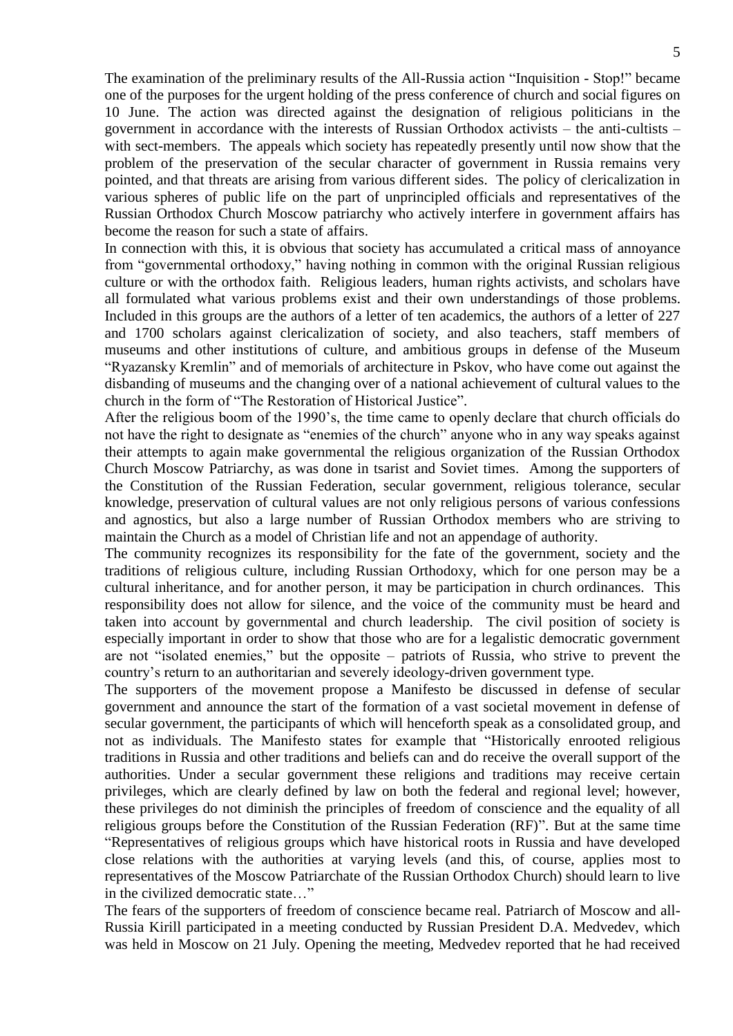The examination of the preliminary results of the All-Russia action "Inquisition - Stop!" became one of the purposes for the urgent holding of the press conference of church and social figures on 10 June. The action was directed against the designation of religious politicians in the government in accordance with the interests of Russian Orthodox activists – the anti-cultists – with sect-members. The appeals which society has repeatedly presently until now show that the problem of the preservation of the secular character of government in Russia remains very pointed, and that threats are arising from various different sides. The policy of clericalization in various spheres of public life on the part of unprincipled officials and representatives of the Russian Orthodox Church Moscow patriarchy who actively interfere in government affairs has become the reason for such a state of affairs.

In connection with this, it is obvious that society has accumulated a critical mass of annoyance from "governmental orthodoxy," having nothing in common with the original Russian religious culture or with the orthodox faith. Religious leaders, human rights activists, and scholars have all formulated what various problems exist and their own understandings of those problems. Included in this groups are the authors of a letter of ten academics, the authors of a letter of 227 and 1700 scholars against clericalization of society, and also teachers, staff members of museums and other institutions of culture, and ambitious groups in defense of the Museum "Ryazansky Kremlin" and of memorials of architecture in Pskov, who have come out against the disbanding of museums and the changing over of a national achievement of cultural values to the church in the form of "The Restoration of Historical Justice".

After the religious boom of the 1990's, the time came to openly declare that church officials do not have the right to designate as "enemies of the church" anyone who in any way speaks against their attempts to again make governmental the religious organization of the Russian Orthodox Church Moscow Patriarchy, as was done in tsarist and Soviet times. Among the supporters of the Constitution of the Russian Federation, secular government, religious tolerance, secular knowledge, preservation of cultural values are not only religious persons of various confessions and agnostics, but also a large number of Russian Orthodox members who are striving to maintain the Church as a model of Christian life and not an appendage of authority.

The community recognizes its responsibility for the fate of the government, society and the traditions of religious culture, including Russian Orthodoxy, which for one person may be a cultural inheritance, and for another person, it may be participation in church ordinances. This responsibility does not allow for silence, and the voice of the community must be heard and taken into account by governmental and church leadership. The civil position of society is especially important in order to show that those who are for a legalistic democratic government are not "isolated enemies," but the opposite – patriots of Russia, who strive to prevent the country's return to an authoritarian and severely ideology-driven government type.

The supporters of the movement propose a Manifesto be discussed in defense of secular government and announce the start of the formation of a vast societal movement in defense of secular government, the participants of which will henceforth speak as a consolidated group, and not as individuals. The Manifesto states for example that "Historically enrooted religious traditions in Russia and other traditions and beliefs can and do receive the overall support of the authorities. Under a secular government these religions and traditions may receive certain privileges, which are clearly defined by law on both the federal and regional level; however, these privileges do not diminish the principles of freedom of conscience and the equality of all religious groups before the Constitution of the Russian Federation (RF)". But at the same time "Representatives of religious groups which have historical roots in Russia and have developed close relations with the authorities at varying levels (and this, of course, applies most to representatives of the Moscow Patriarchate of the Russian Orthodox Church) should learn to live in the civilized democratic state…"

The fears of the supporters of freedom of conscience became real. Patriarch of Moscow and all-Russia Kirill participated in a meeting conducted by Russian President D.A. Medvedev, which was held in Moscow on 21 July. Opening the meeting, Medvedev reported that he had received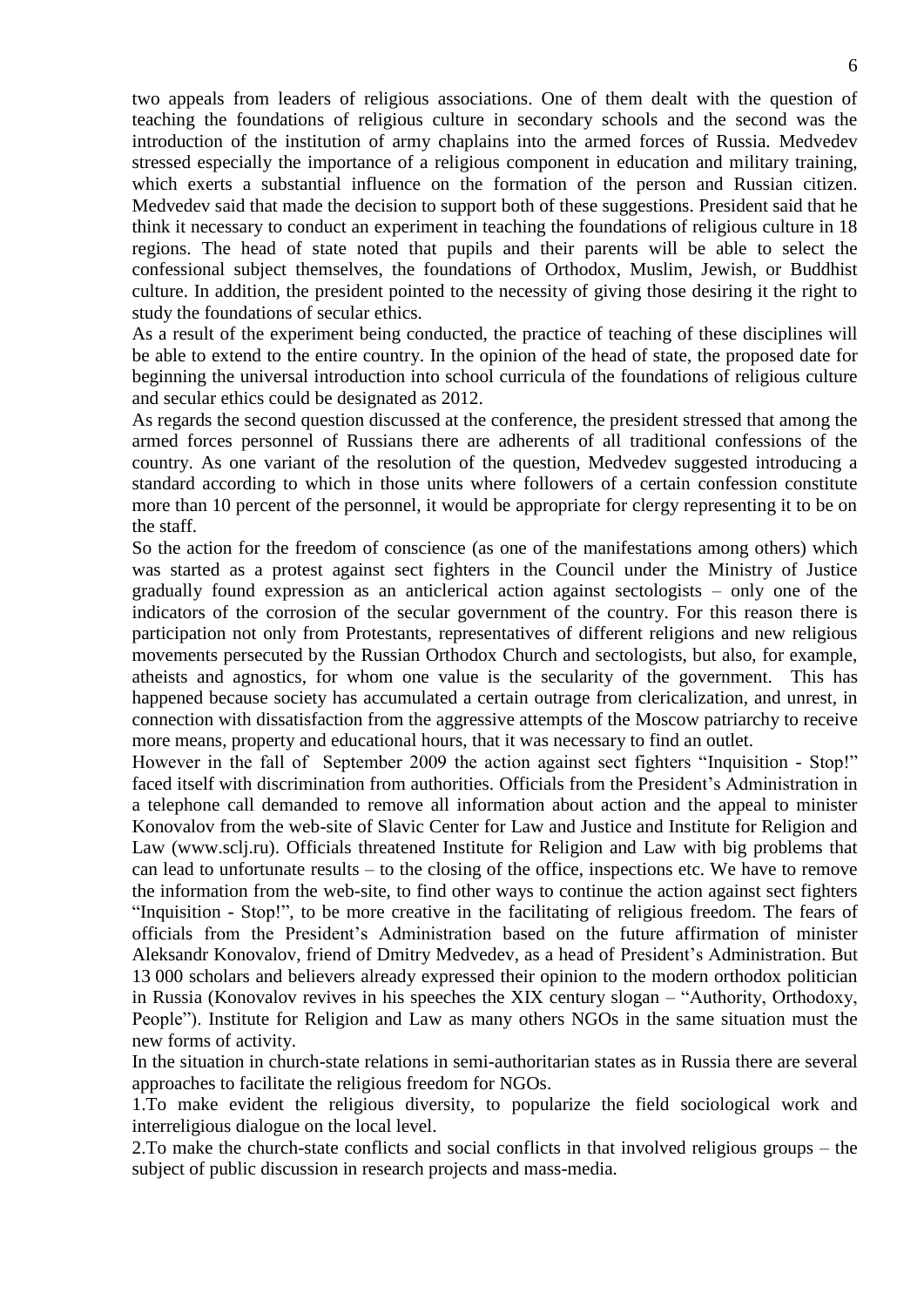two appeals from leaders of religious associations. One of them dealt with the question of teaching the foundations of religious culture in secondary schools and the second was the introduction of the institution of army chaplains into the armed forces of Russia. Medvedev stressed especially the importance of a religious component in education and military training, which exerts a substantial influence on the formation of the person and Russian citizen. Medvedev said that made the decision to support both of these suggestions. President said that he think it necessary to conduct an experiment in teaching the foundations of religious culture in 18 regions. The head of state noted that pupils and their parents will be able to select the confessional subject themselves, the foundations of Orthodox, Muslim, Jewish, or Buddhist culture. In addition, the president pointed to the necessity of giving those desiring it the right to study the foundations of secular ethics.

As a result of the experiment being conducted, the practice of teaching of these disciplines will be able to extend to the entire country. In the opinion of the head of state, the proposed date for beginning the universal introduction into school curricula of the foundations of religious culture and secular ethics could be designated as 2012.

As regards the second question discussed at the conference, the president stressed that among the armed forces personnel of Russians there are adherents of all traditional confessions of the country. As one variant of the resolution of the question, Medvedev suggested introducing a standard according to which in those units where followers of a certain confession constitute more than 10 percent of the personnel, it would be appropriate for clergy representing it to be on the staff.

So the action for the freedom of conscience (as one of the manifestations among others) which was started as a protest against sect fighters in the Council under the Ministry of Justice gradually found expression as an anticlerical action against sectologists – only one of the indicators of the corrosion of the secular government of the country. For this reason there is participation not only from Protestants, representatives of different religions and new religious movements persecuted by the Russian Orthodox Church and sectologists, but also, for example, atheists and agnostics, for whom one value is the secularity of the government. This has happened because society has accumulated a certain outrage from clericalization, and unrest, in connection with dissatisfaction from the aggressive attempts of the Moscow patriarchy to receive more means, property and educational hours, that it was necessary to find an outlet.

However in the fall of September 2009 the action against sect fighters "Inquisition - Stop!" faced itself with discrimination from authorities. Officials from the President's Administration in a telephone call demanded to remove all information about action and the appeal to minister Konovalov from the web-site of Slavic Center for Law and Justice and Institute for Religion and Law (www.sclj.ru). Officials threatened Institute for Religion and Law with big problems that can lead to unfortunate results – to the closing of the office, inspections etc. We have to remove the information from the web-site, to find other ways to continue the action against sect fighters "Inquisition - Stop!", to be more creative in the facilitating of religious freedom. The fears of officials from the President's Administration based on the future affirmation of minister Aleksandr Konovalov, friend of Dmitry Medvedev, as a head of President's Administration. But 13 000 scholars and believers already expressed their opinion to the modern orthodox politician in Russia (Konovalov revives in his speeches the XIX century slogan – "Authority, Orthodoxy, People"). Institute for Religion and Law as many others NGOs in the same situation must the new forms of activity.

In the situation in church-state relations in semi-authoritarian states as in Russia there are several approaches to facilitate the religious freedom for NGOs.

1. To make evident the religious diversity, to popularize the field sociological work and interreligious dialogue on the local level.
2. To make the church-state conflicts and social conflicts in that involved religious groups – the subject of public discussion in research projects and mass-media.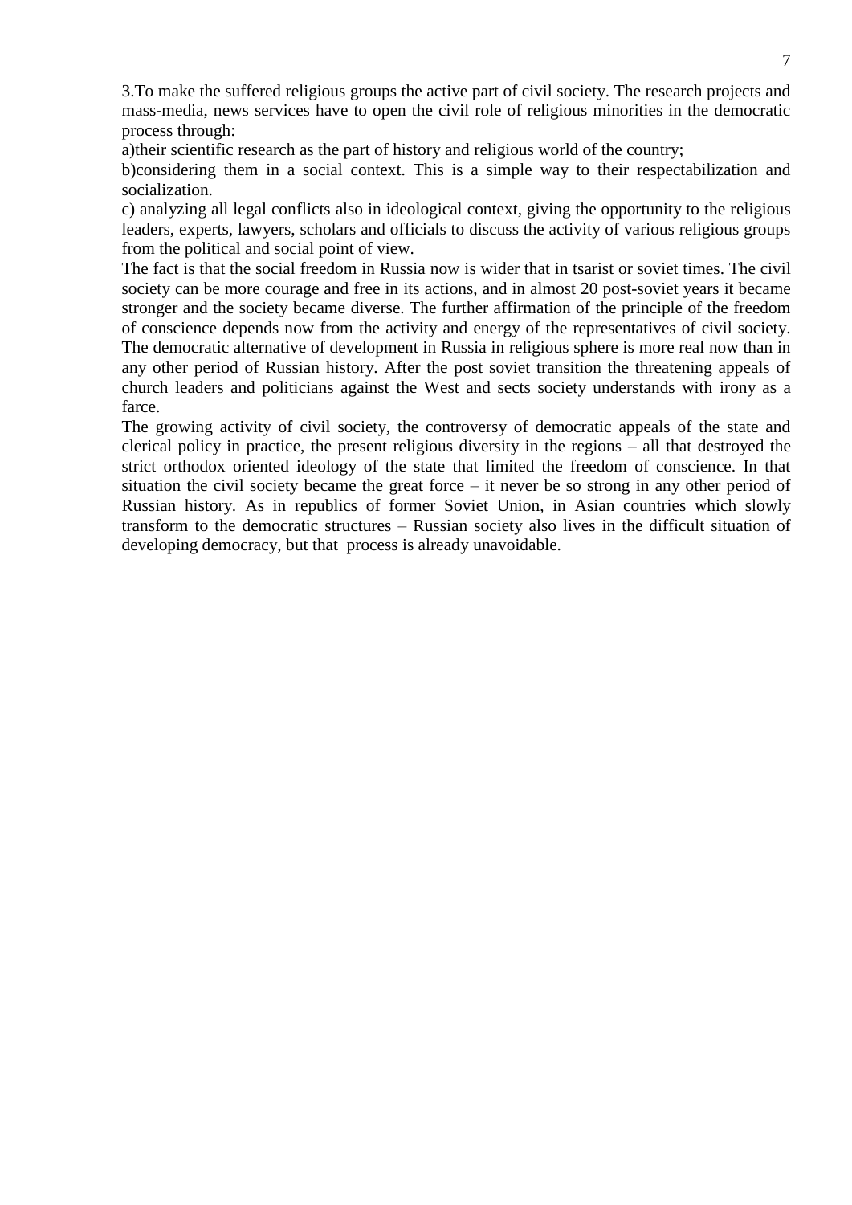3.To make the suffered religious groups the active part of civil society. The research projects and mass-media, news services have to open the civil role of religious minorities in the democratic process through:

a)their scientific research as the part of history and religious world of the country;

b)considering them in a social context. This is a simple way to their respectabilization and socialization.

c) analyzing all legal conflicts also in ideological context, giving the opportunity to the religious leaders, experts, lawyers, scholars and officials to discuss the activity of various religious groups from the political and social point of view.

The fact is that the social freedom in Russia now is wider that in tsarist or soviet times. The civil society can be more courage and free in its actions, and in almost 20 post-soviet years it became stronger and the society became diverse. The further affirmation of the principle of the freedom of conscience depends now from the activity and energy of the representatives of civil society. The democratic alternative of development in Russia in religious sphere is more real now than in any other period of Russian history. After the post soviet transition the threatening appeals of church leaders and politicians against the West and sects society understands with irony as a farce.

The growing activity of civil society, the controversy of democratic appeals of the state and clerical policy in practice, the present religious diversity in the regions – all that destroyed the strict orthodox oriented ideology of the state that limited the freedom of conscience. In that situation the civil society became the great force – it never be so strong in any other period of Russian history. As in republics of former Soviet Union, in Asian countries which slowly transform to the democratic structures – Russian society also lives in the difficult situation of developing democracy, but that process is already unavoidable.